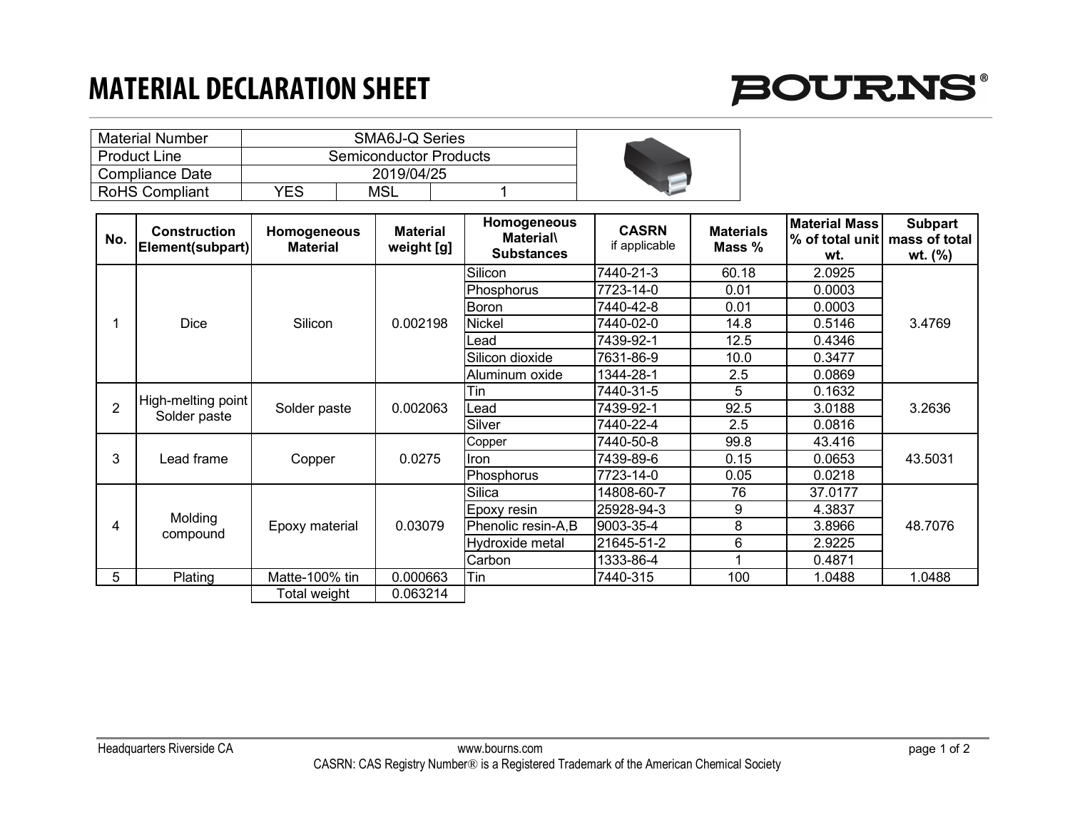# MATERIAL DECLARATION SHEET

BOURNS®

| Material Number | SMA6J-Q Series | | |
|---|---|---|---|
| Product Line | Semiconductor Products | | |
| Compliance Date | 2019/04/25 | | |
| RoHS Compliant | YES | MSL | 1 |

| No. | Construction Element(subpart) | Homogeneous Material | Material weight [g] | Homogeneous Material\ Substances | CASRN if applicable | Materials Mass % | Material Mass % of total unit wt. | Subpart mass of total wt. (%) |
|---|---|---|---|---|---|---|---|---|
| 1 | Dice | Silicon | 0.002198 | Silicon | 7440-21-3 | 60.18 | 2.0925 | 3.4769 |
| | | | | Phosphorus | 7723-14-0 | 0.01 | 0.0003 | |
| | | | | Boron | 7440-42-8 | 0.01 | 0.0003 | |
| | | | | Nickel | 7440-02-0 | 14.8 | 0.5146 | |
| | | | | Lead | 7439-92-1 | 12.5 | 0.4346 | |
| | | | | Silicon dioxide | 7631-86-9 | 10.0 | 0.3477 | |
| | | | | Aluminum oxide | 1344-28-1 | 2.5 | 0.0869 | |
| 2 | High-melting point Solder paste | Solder paste | 0.002063 | Tin | 7440-31-5 | 5 | 0.1632 | 3.2636 |
| | | | | Lead | 7439-92-1 | 92.5 | 3.0188 | |
| | | | | Silver | 7440-22-4 | 2.5 | 0.0816 | |
| 3 | Lead frame | Copper | 0.0275 | Copper | 7440-50-8 | 99.8 | 43.416 | 43.5031 |
| | | | | Iron | 7439-89-6 | 0.15 | 0.0653 | |
| | | | | Phosphorus | 7723-14-0 | 0.05 | 0.0218 | |
| 4 | Molding compound | Epoxy material | 0.03079 | Silica | 14808-60-7 | 76 | 37.0177 | 48.7076 |
| | | | | Epoxy resin | 25928-94-3 | 9 | 4.3837 | |
| | | | | Phenolic resin-A,B | 9003-35-4 | 8 | 3.8966 | |
| | | | | Hydroxide metal | 21645-51-2 | 6 | 2.9225 | |
| | | | | Carbon | 1333-86-4 | 1 | 0.4871 | |
| 5 | Plating | Matte-100% tin | 0.000663 | Tin | 7440-315 | 100 | 1.0488 | 1.0488 |
| | | Total weight | 0.063214 | | | | | |

Headquarters Riverside CA www.bourns.com

CASRN: CAS Registry Number® is a Registered Trademark of the American Chemical Society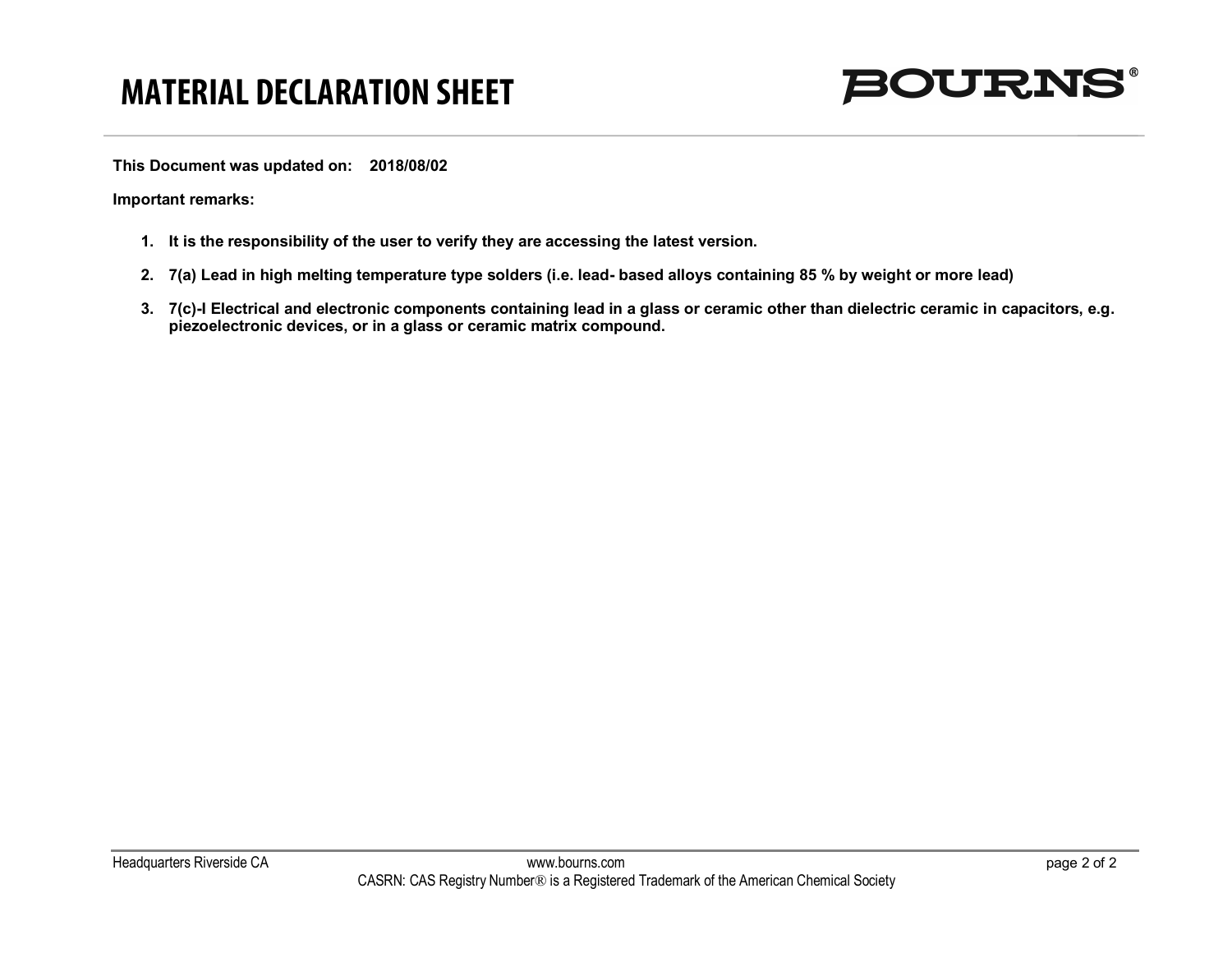# MATERIAL DECLARATION SHEET

BOURNS®

**This Document was updated on: 2018/08/02**

**Important remarks:**

1. **It is the responsibility of the user to verify they are accessing the latest version.**
2. **7(a) Lead in high melting temperature type solders (i.e. lead- based alloys containing 85 % by weight or more lead)**
3. **7(c)-I Electrical and electronic components containing lead in a glass or ceramic other than dielectric ceramic in capacitors, e.g. piezoelectronic devices, or in a glass or ceramic matrix compound.**

Headquarters Riverside CA

www.bourns.com

CASRN: CAS Registry Number® is a Registered Trademark of the American Chemical Society